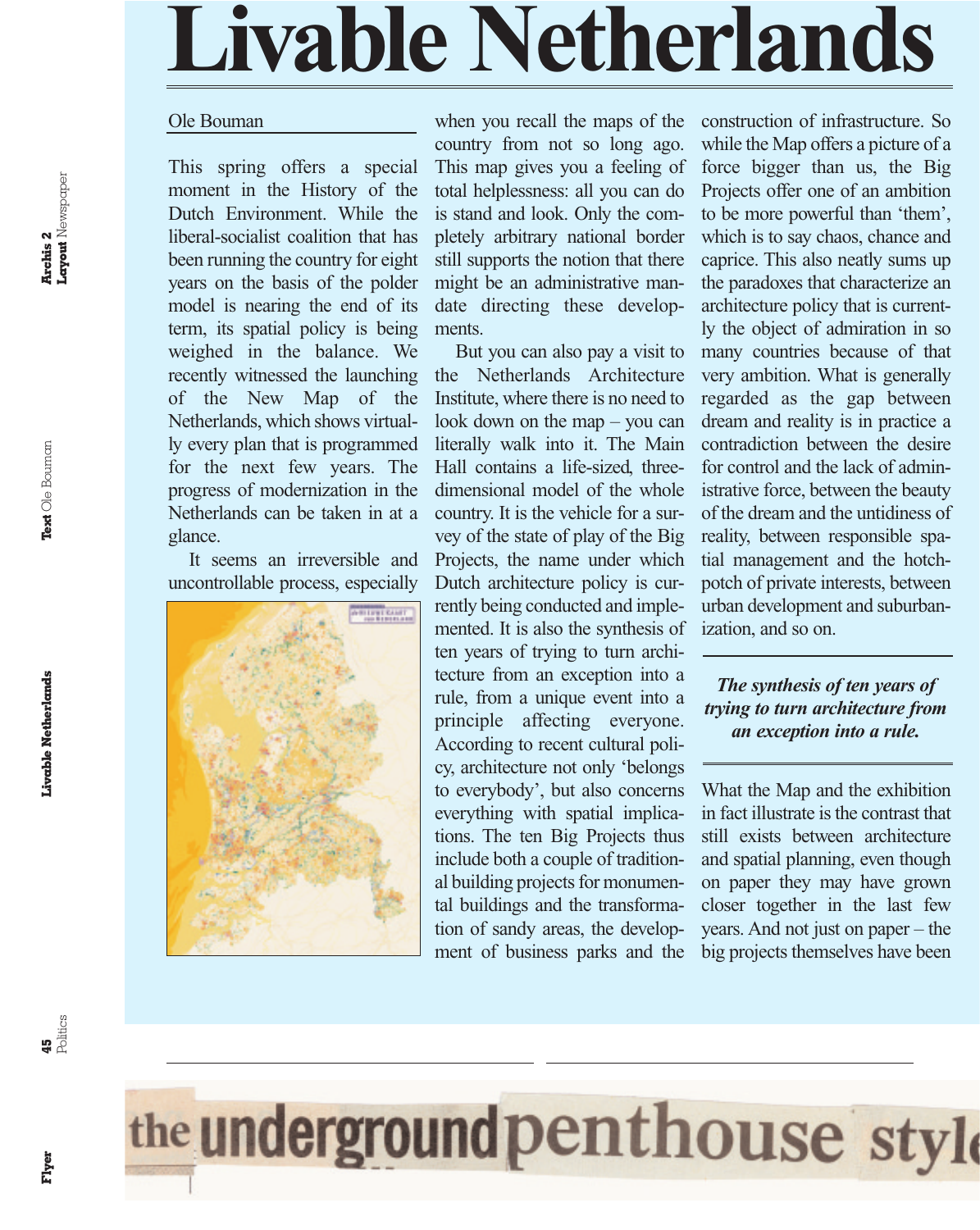# Livable Netherlands

Ole Bouman

This spring offers a special moment in the History of the Dutch Environment. While the liberal-socialist coalition that has been running the country for eight years on the basis of the polder model is nearing the end of its term, its spatial policy is being weighed in the balance. We recently witnessed the launching of the New Map of the Netherlands, which shows virtually every plan that is programmed for the next few years. The progress of modernization in the Netherlands can be taken in at a glance.

It seems an irreversible and uncontrollable process, especially when you recall the maps of the country from not so long ago. This map gives you a feeling of total helplessness: all you can do is stand and look. Only the completely arbitrary national border still supports the notion that there might be an administrative mandate directing these developments.

But you can also pay a visit to the Netherlands Architecture Institute, where there is no need to look down on the map – you can literally walk into it. The Main Hall contains a life-sized, three-dimensional model of the whole country. It is the vehicle for a survey of the state of play of the Big Projects, the name under which Dutch architecture policy is currently being conducted and implemented. It is also the synthesis of ten years of trying to turn architecture from an exception into a rule, from a unique event into a principle affecting everyone. According to recent cultural policy, architecture not only 'belongs to everybody', but also concerns everything with spatial implications. The ten Big Projects thus include both a couple of traditional building projects for monumental buildings and the transformation of sandy areas, the development of business parks and the construction of infrastructure. So while the Map offers a picture of a force bigger than us, the Big Projects offer one of an ambition to be more powerful than 'them', which is to say chaos, chance and caprice. This also neatly sums up the paradoxes that characterize an architecture policy that is currently the object of admiration in so many countries because of that very ambition. What is generally regarded as the gap between dream and reality is in practice a contradiction between the desire for control and the lack of administrative force, between the beauty of the dream and the untidiness of reality, between responsible spatial management and the hotchpotch of private interests, between urban development and suburbanization, and so on.

***The synthesis of ten years of trying to turn architecture from an exception into a rule.***

What the Map and the exhibition in fact illustrate is the contrast that still exists between architecture and spatial planning, even though on paper they may have grown closer together in the last few years. And not just on paper – the big projects themselves have been

the underground penthouse style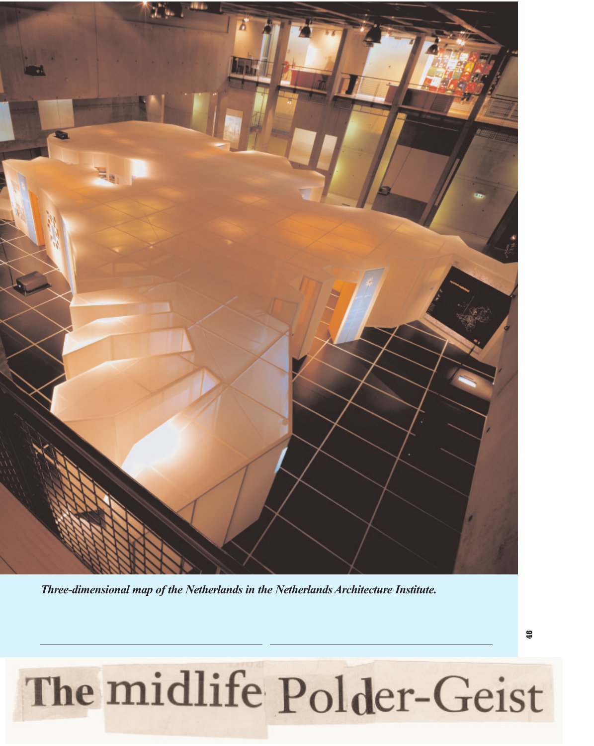*Three-dimensional map of the Netherlands in the Netherlands Architecture Institute.*

# The midlife Polder-Geist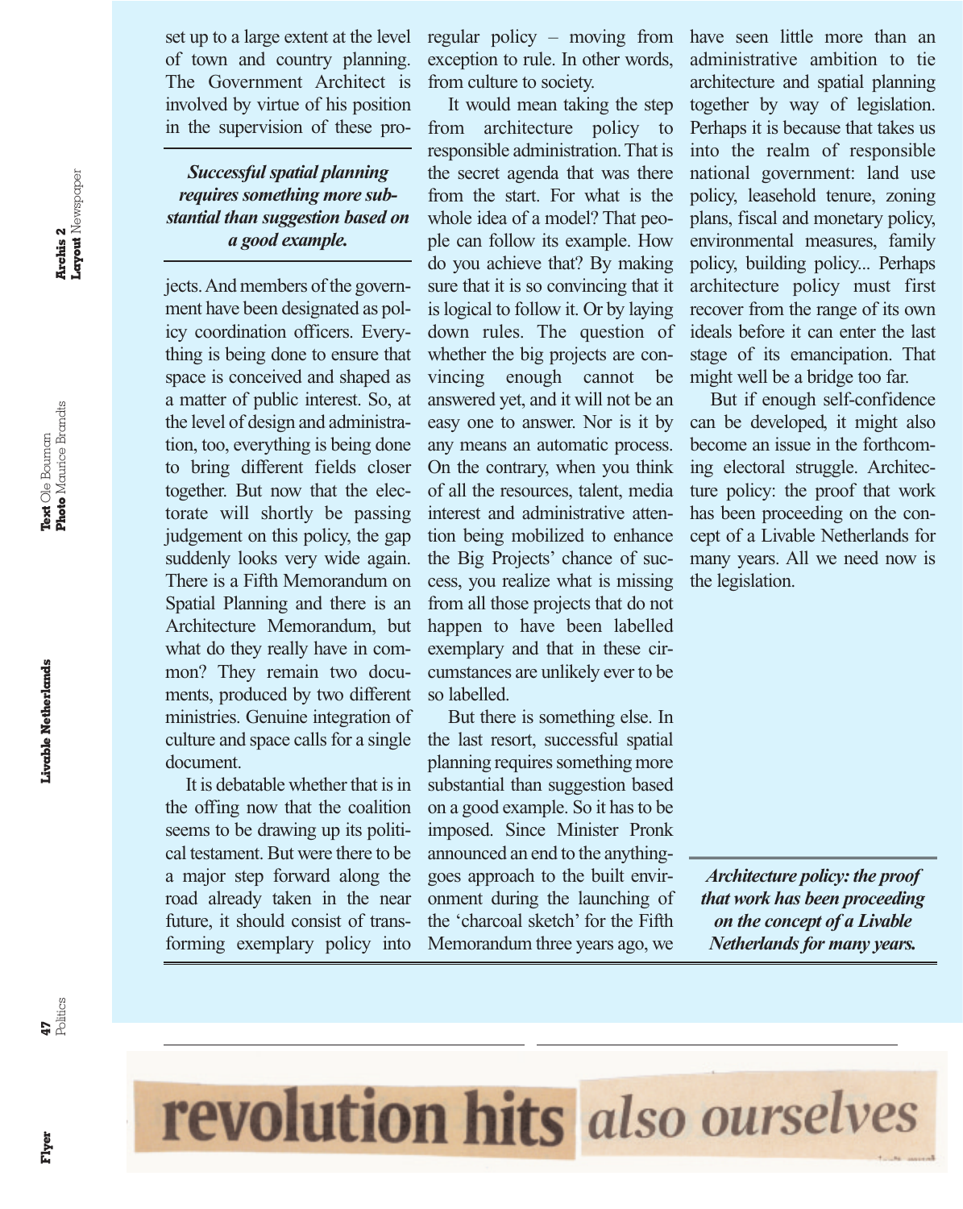set up to a large extent at the level of town and country planning. The Government Architect is involved by virtue of his position in the supervision of these projects. And members of the government have been designated as policy coordination officers. Everything is being done to ensure that space is conceived and shaped as a matter of public interest. So, at the level of design and administration, too, everything is being done to bring different fields closer together. But now that the electorate will shortly be passing judgement on this policy, the gap suddenly looks very wide again. There is a Fifth Memorandum on Spatial Planning and there is an Architecture Memorandum, but what do they really have in common? They remain two documents, produced by two different ministries. Genuine integration of culture and space calls for a single document.

***Successful spatial planning requires something more substantial than suggestion based on a good example.***

It is debatable whether that is in the offing now that the coalition seems to be drawing up its political testament. But were there to be a major step forward along the road already taken in the near future, it should consist of transforming exemplary policy into regular policy – moving from exception to rule. In other words, from culture to society.

It would mean taking the step from architecture policy to responsible administration. That is the secret agenda that was there from the start. For what is the whole idea of a model? That people can follow its example. How do you achieve that? By making sure that it is so convincing that it is logical to follow it. Or by laying down rules. The question of whether the big projects are convincing enough cannot be answered yet, and it will not be an easy one to answer. Nor is it by any means an automatic process. On the contrary, when you think of all the resources, talent, media interest and administrative attention being mobilized to enhance the Big Projects' chance of success, you realize what is missing from all those projects that do not happen to have been labelled exemplary and that in these circumstances are unlikely ever to be so labelled.

But there is something else. In the last resort, successful spatial planning requires something more substantial than suggestion based on a good example. So it has to be imposed. Since Minister Pronk announced an end to the anything-goes approach to the built environment during the launching of the 'charcoal sketch' for the Fifth Memorandum three years ago, we have seen little more than an administrative ambition to tie architecture and spatial planning together by way of legislation. Perhaps it is because that takes us into the realm of responsible national government: land use policy, leasehold tenure, zoning plans, fiscal and monetary policy, environmental measures, family policy, building policy... Perhaps architecture policy must first recover from the range of its own ideals before it can enter the last stage of its emancipation. That might well be a bridge too far.

But if enough self-confidence can be developed, it might also become an issue in the forthcoming electoral struggle. Architecture policy: the proof that work has been proceeding on the concept of a Livable Netherlands for many years. All we need now is the legislation.

***Architecture policy: the proof that work has been proceeding on the concept of a Livable Netherlands for many years.***

revolution hits *also ourselves*